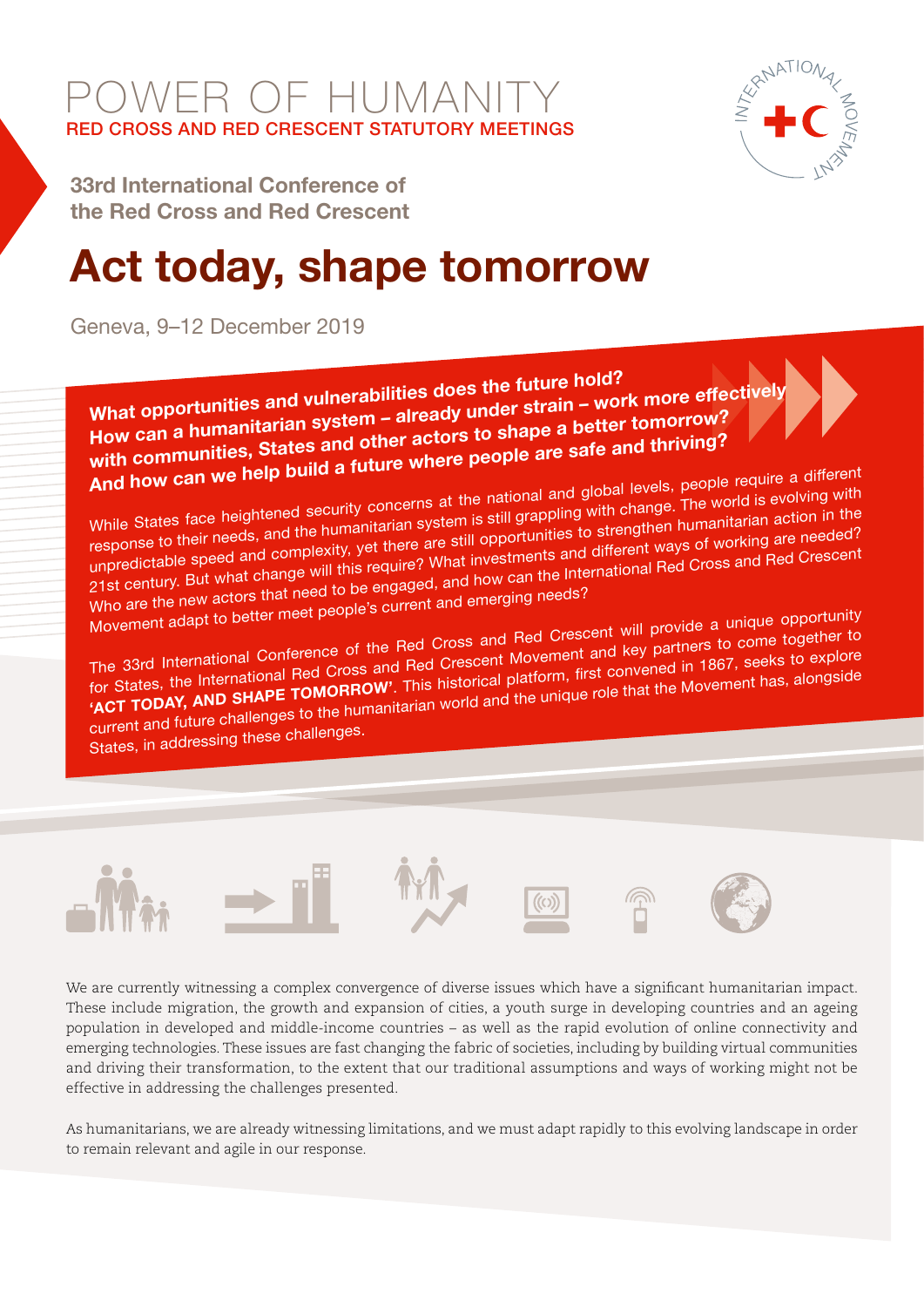# POWER OF HUMANITY

RED CROSS AND RED CRESCENT STATUTORY MEETINGS

**33rd International Conference of the Red Cross and Red Crescent**

# Act today, shape tomorrow

Geneva, 9–12 December 2019

**What opportunities and vulnerabilities does the future hold? How can a humanitarian system – already under strain – work more effectively with communities, States and other actors to shape a better tomorrow? And how can we help build a future where people are safe and thriving?**

While States face heightened security concerns at the national and global levels, people require a different response to their needs, and the humanitarian system is still grappling with change. The world is evolving with unpredictable speed and complexity, yet there are still opportunities to strengthen humanitarian action in the 21st century. But what change will this require? What investments and different ways of working are needed? Who are the new actors that need to be engaged, and how can the International Red Cross and Red Crescent Movement adapt to better meet people's current and emerging needs?

The 33rd International Conference of the Red Cross and Red Crescent will provide a unique opportunity for States, the International Red Cross and Red Crescent Movement and key partners to come together to **'ACT TODAY, AND SHAPE TOMORROW'**. This historical platform, first convened in 1867, seeks to explore current and future challenges to the humanitarian world and the unique role that the Movement has, alongside States, in addressing these challenges.

We are currently witnessing a complex convergence of diverse issues which have a significant humanitarian impact. These include migration, the growth and expansion of cities, a youth surge in developing countries and an ageing population in developed and middle-income countries – as well as the rapid evolution of online connectivity and emerging technologies. These issues are fast changing the fabric of societies, including by building virtual communities and driving their transformation, to the extent that our traditional assumptions and ways of working might not be effective in addressing the challenges presented.

As humanitarians, we are already witnessing limitations, and we must adapt rapidly to this evolving landscape in order to remain relevant and agile in our response.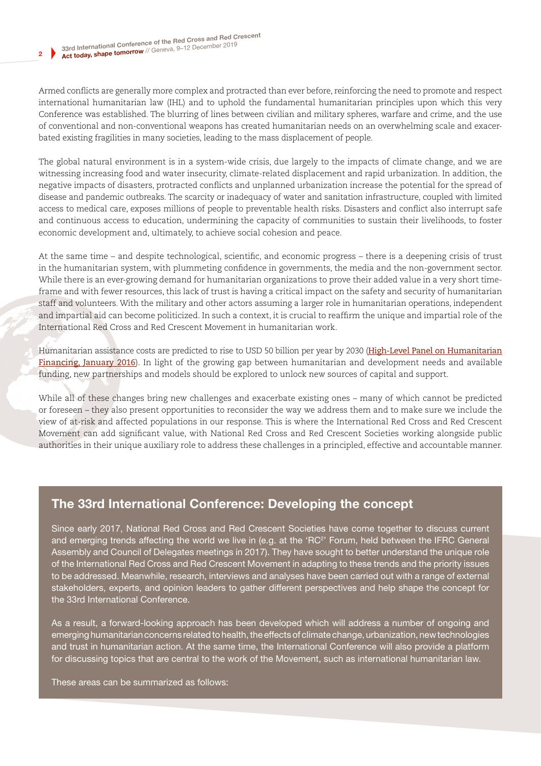Armed conflicts are generally more complex and protracted than ever before, reinforcing the need to promote and respect international humanitarian law (IHL) and to uphold the fundamental humanitarian principles upon which this very Conference was established. The blurring of lines between civilian and military spheres, warfare and crime, and the use of conventional and non-conventional weapons has created humanitarian needs on an overwhelming scale and exacerbated existing fragilities in many societies, leading to the mass displacement of people.

The global natural environment is in a system-wide crisis, due largely to the impacts of climate change, and we are witnessing increasing food and water insecurity, climate-related displacement and rapid urbanization. In addition, the negative impacts of disasters, protracted conflicts and unplanned urbanization increase the potential for the spread of disease and pandemic outbreaks. The scarcity or inadequacy of water and sanitation infrastructure, coupled with limited access to medical care, exposes millions of people to preventable health risks. Disasters and conflict also interrupt safe and continuous access to education, undermining the capacity of communities to sustain their livelihoods, to foster economic development and, ultimately, to achieve social cohesion and peace.

At the same time – and despite technological, scientific, and economic progress – there is a deepening crisis of trust in the humanitarian system, with plummeting confidence in governments, the media and the non-government sector. While there is an ever-growing demand for humanitarian organizations to prove their added value in a very short timeframe and with fewer resources, this lack of trust is having a critical impact on the safety and security of humanitarian staff and volunteers. With the military and other actors assuming a larger role in humanitarian operations, independent and impartial aid can become politicized. In such a context, it is crucial to reaffirm the unique and impartial role of the International Red Cross and Red Crescent Movement in humanitarian work.

Humanitarian assistance costs are predicted to rise to USD 50 billion per year by 2030 (High-Level Panel on Humanitarian Financing, January 2016). In light of the growing gap between humanitarian and development needs and available funding, new partnerships and models should be explored to unlock new sources of capital and support.

While all of these changes bring new challenges and exacerbate existing ones – many of which cannot be predicted or foreseen – they also present opportunities to reconsider the way we address them and to make sure we include the view of at-risk and affected populations in our response. This is where the International Red Cross and Red Crescent Movement can add significant value, with National Red Cross and Red Crescent Societies working alongside public authorities in their unique auxiliary role to address these challenges in a principled, effective and accountable manner.

## The 33rd International Conference: Developing the concept

Since early 2017, National Red Cross and Red Crescent Societies have come together to discuss current and emerging trends affecting the world we live in (e.g. at the 'RC²' Forum, held between the IFRC General Assembly and Council of Delegates meetings in 2017). They have sought to better understand the unique role of the International Red Cross and Red Crescent Movement in adapting to these trends and the priority issues to be addressed. Meanwhile, research, interviews and analyses have been carried out with a range of external stakeholders, experts, and opinion leaders to gather different perspectives and help shape the concept for the 33rd International Conference.

As a result, a forward-looking approach has been developed which will address a number of ongoing and emerging humanitarian concerns related to health, the effects of climate change, urbanization, new technologies and trust in humanitarian action. At the same time, the International Conference will also provide a platform for discussing topics that are central to the work of the Movement, such as international humanitarian law.

These areas can be summarized as follows: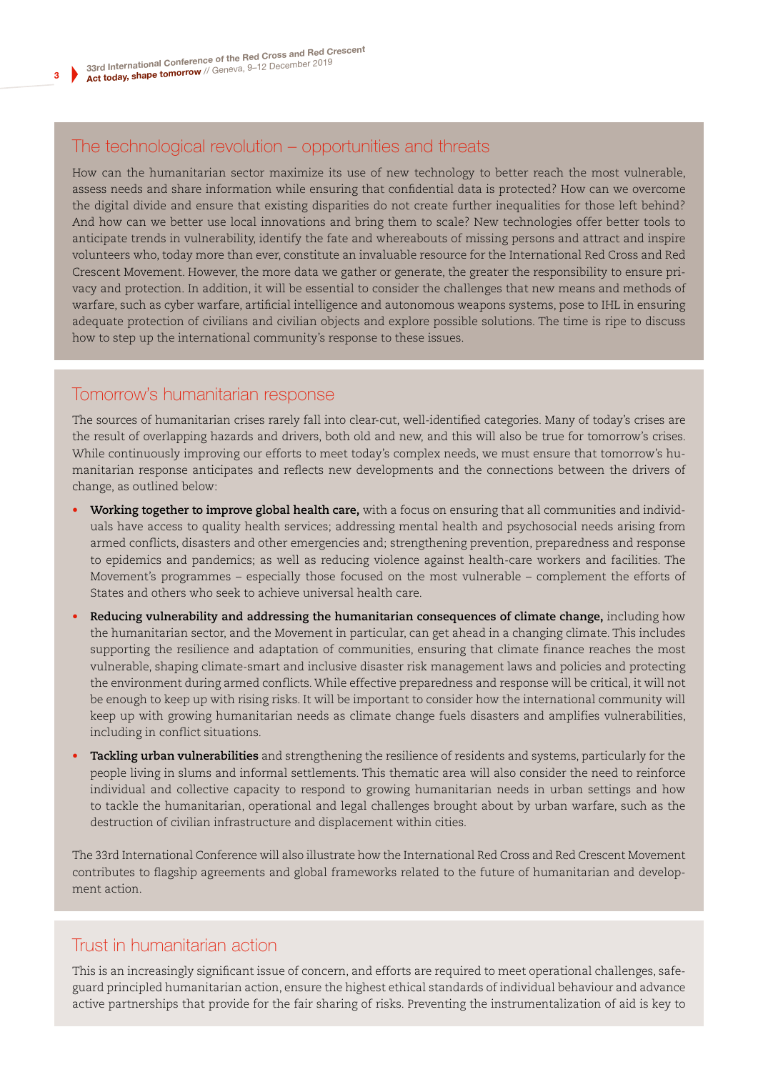## The technological revolution – opportunities and threats

How can the humanitarian sector maximize its use of new technology to better reach the most vulnerable, assess needs and share information while ensuring that confidential data is protected? How can we overcome the digital divide and ensure that existing disparities do not create further inequalities for those left behind? And how can we better use local innovations and bring them to scale? New technologies offer better tools to anticipate trends in vulnerability, identify the fate and whereabouts of missing persons and attract and inspire volunteers who, today more than ever, constitute an invaluable resource for the International Red Cross and Red Crescent Movement. However, the more data we gather or generate, the greater the responsibility to ensure privacy and protection. In addition, it will be essential to consider the challenges that new means and methods of warfare, such as cyber warfare, artificial intelligence and autonomous weapons systems, pose to IHL in ensuring adequate protection of civilians and civilian objects and explore possible solutions. The time is ripe to discuss how to step up the international community's response to these issues.

## Tomorrow's humanitarian response

The sources of humanitarian crises rarely fall into clear-cut, well-identified categories. Many of today's crises are the result of overlapping hazards and drivers, both old and new, and this will also be true for tomorrow's crises. While continuously improving our efforts to meet today's complex needs, we must ensure that tomorrow's humanitarian response anticipates and reflects new developments and the connections between the drivers of change, as outlined below:

- **Working together to improve global health care,** with a focus on ensuring that all communities and individuals have access to quality health services; addressing mental health and psychosocial needs arising from armed conflicts, disasters and other emergencies and; strengthening prevention, preparedness and response to epidemics and pandemics; as well as reducing violence against health-care workers and facilities. The Movement's programmes – especially those focused on the most vulnerable – complement the efforts of States and others who seek to achieve universal health care.
- **Reducing vulnerability and addressing the humanitarian consequences of climate change,** including how the humanitarian sector, and the Movement in particular, can get ahead in a changing climate. This includes supporting the resilience and adaptation of communities, ensuring that climate finance reaches the most vulnerable, shaping climate-smart and inclusive disaster risk management laws and policies and protecting the environment during armed conflicts. While effective preparedness and response will be critical, it will not be enough to keep up with rising risks. It will be important to consider how the international community will keep up with growing humanitarian needs as climate change fuels disasters and amplifies vulnerabilities, including in conflict situations.
- **Tackling urban vulnerabilities** and strengthening the resilience of residents and systems, particularly for the people living in slums and informal settlements. This thematic area will also consider the need to reinforce individual and collective capacity to respond to growing humanitarian needs in urban settings and how to tackle the humanitarian, operational and legal challenges brought about by urban warfare, such as the destruction of civilian infrastructure and displacement within cities.

The 33rd International Conference will also illustrate how the International Red Cross and Red Crescent Movement contributes to flagship agreements and global frameworks related to the future of humanitarian and development action.

## Trust in humanitarian action

This is an increasingly significant issue of concern, and efforts are required to meet operational challenges, safeguard principled humanitarian action, ensure the highest ethical standards of individual behaviour and advance active partnerships that provide for the fair sharing of risks. Preventing the instrumentalization of aid is key to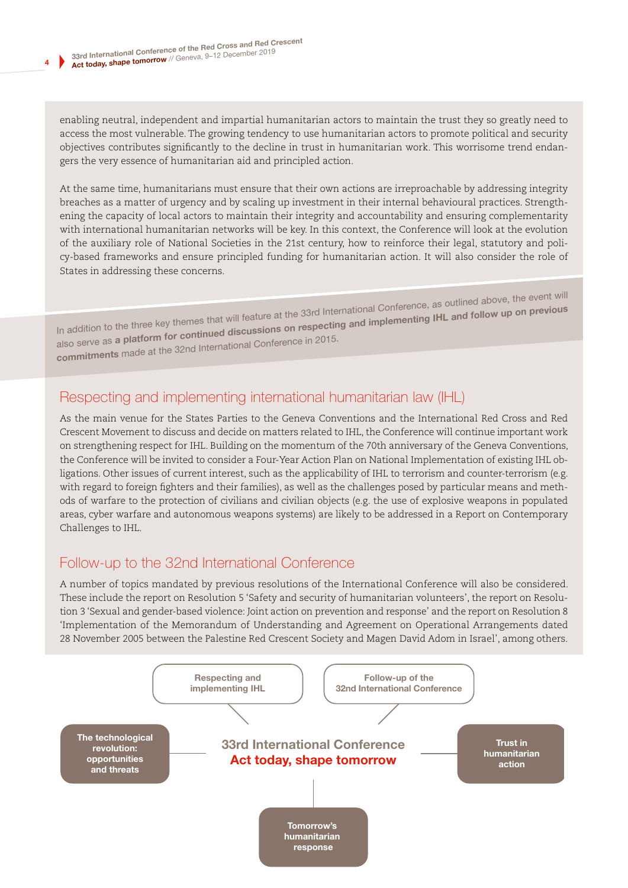enabling neutral, independent and impartial humanitarian actors to maintain the trust they so greatly need to access the most vulnerable. The growing tendency to use humanitarian actors to promote political and security objectives contributes significantly to the decline in trust in humanitarian work. This worrisome trend endangers the very essence of humanitarian aid and principled action.

At the same time, humanitarians must ensure that their own actions are irreproachable by addressing integrity breaches as a matter of urgency and by scaling up investment in their internal behavioural practices. Strengthening the capacity of local actors to maintain their integrity and accountability and ensuring complementarity with international humanitarian networks will be key. In this context, the Conference will look at the evolution of the auxiliary role of National Societies in the 21st century, how to reinforce their legal, statutory and policy-based frameworks and ensure principled funding for humanitarian action. It will also consider the role of States in addressing these concerns.

In addition to the three key themes that will feature at the 33rd International Conference, as outlined above, the event will also serve as **a platform for continued discussions on respecting and implementing IHL and follow up on previous commitments** made at the 32nd International Conference in 2015.

## Respecting and implementing international humanitarian law (IHL)

As the main venue for the States Parties to the Geneva Conventions and the International Red Cross and Red Crescent Movement to discuss and decide on matters related to IHL, the Conference will continue important work on strengthening respect for IHL. Building on the momentum of the 70th anniversary of the Geneva Conventions, the Conference will be invited to consider a Four-Year Action Plan on National Implementation of existing IHL obligations. Other issues of current interest, such as the applicability of IHL to terrorism and counter-terrorism (e.g. with regard to foreign fighters and their families), as well as the challenges posed by particular means and methods of warfare to the protection of civilians and civilian objects (e.g. the use of explosive weapons in populated areas, cyber warfare and autonomous weapons systems) are likely to be addressed in a Report on Contemporary Challenges to IHL.

## Follow-up to the 32nd International Conference

A number of topics mandated by previous resolutions of the International Conference will also be considered. These include the report on Resolution 5 'Safety and security of humanitarian volunteers', the report on Resolution 3 'Sexual and gender-based violence: Joint action on prevention and response' and the report on Resolution 8 'Implementation of the Memorandum of Understanding and Agreement on Operational Arrangements dated 28 November 2005 between the Palestine Red Crescent Society and Magen David Adom in Israel', among others.

**33rd International Conference**
**Act today, shape tomorrow**

- Respecting and implementing IHL
- Follow-up of the 32nd International Conference
- The technological revolution: opportunities and threats
- Trust in humanitarian action
- Tomorrow's humanitarian response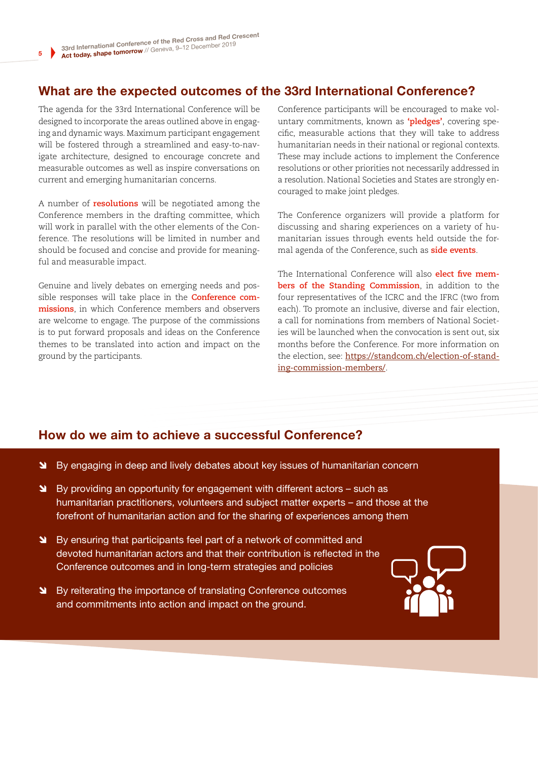## What are the expected outcomes of the 33rd International Conference?

The agenda for the 33rd International Conference will be designed to incorporate the areas outlined above in engaging and dynamic ways. Maximum participant engagement will be fostered through a streamlined and easy-to-navigate architecture, designed to encourage concrete and measurable outcomes as well as inspire conversations on current and emerging humanitarian concerns.

A number of **resolutions** will be negotiated among the Conference members in the drafting committee, which will work in parallel with the other elements of the Conference. The resolutions will be limited in number and should be focused and concise and provide for meaningful and measurable impact.

Genuine and lively debates on emerging needs and possible responses will take place in the **Conference commissions**, in which Conference members and observers are welcome to engage. The purpose of the commissions is to put forward proposals and ideas on the Conference themes to be translated into action and impact on the ground by the participants.

Conference participants will be encouraged to make voluntary commitments, known as **'pledges'**, covering specific, measurable actions that they will take to address humanitarian needs in their national or regional contexts. These may include actions to implement the Conference resolutions or other priorities not necessarily addressed in a resolution. National Societies and States are strongly encouraged to make joint pledges.

The Conference organizers will provide a platform for discussing and sharing experiences on a variety of humanitarian issues through events held outside the formal agenda of the Conference, such as **side events**.

The International Conference will also **elect five members of the Standing Commission**, in addition to the four representatives of the ICRC and the IFRC (two from each). To promote an inclusive, diverse and fair election, a call for nominations from members of National Societies will be launched when the convocation is sent out, six months before the Conference. For more information on the election, see: https://standcom.ch/election-of-standing-commission-members/.

## How do we aim to achieve a successful Conference?

- By engaging in deep and lively debates about key issues of humanitarian concern
- By providing an opportunity for engagement with different actors – such as humanitarian practitioners, volunteers and subject matter experts – and those at the forefront of humanitarian action and for the sharing of experiences among them
- By ensuring that participants feel part of a network of committed and devoted humanitarian actors and that their contribution is reflected in the Conference outcomes and in long-term strategies and policies
- By reiterating the importance of translating Conference outcomes and commitments into action and impact on the ground.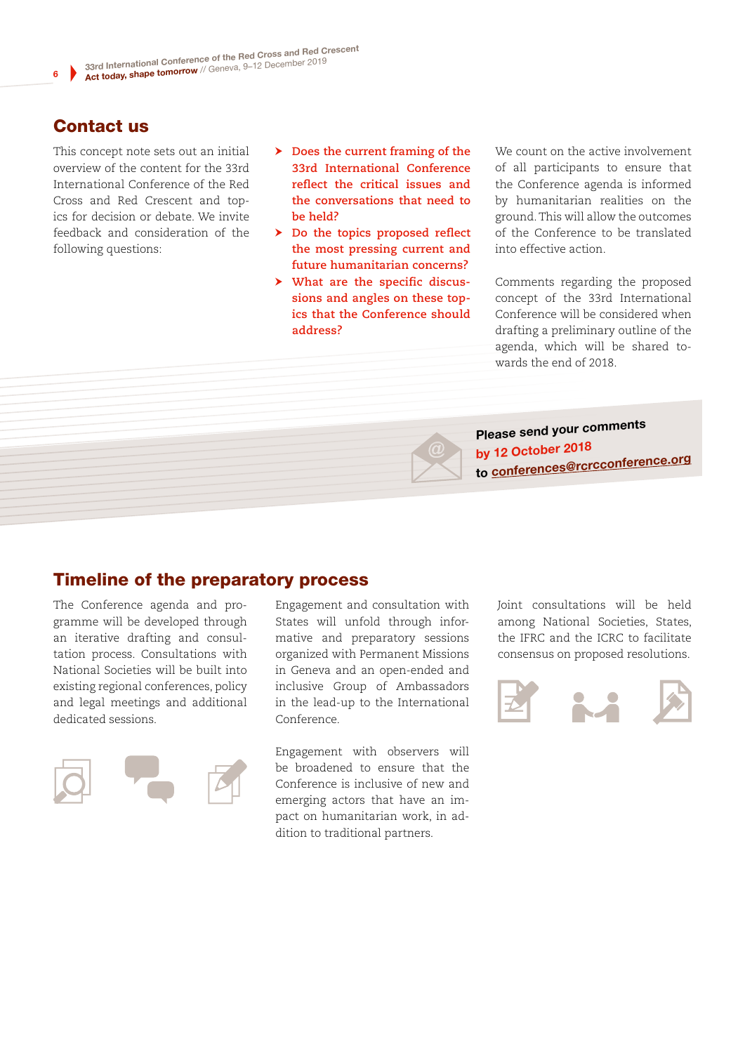## Contact us

This concept note sets out an initial overview of the content for the 33rd International Conference of the Red Cross and Red Crescent and topics for decision or debate. We invite feedback and consideration of the following questions:

- **Does the current framing of the 33rd International Conference reflect the critical issues and the conversations that need to be held?**
- **Do the topics proposed reflect the most pressing current and future humanitarian concerns?**
- **What are the specific discussions and angles on these topics that the Conference should address?**

We count on the active involvement of all participants to ensure that the Conference agenda is informed by humanitarian realities on the ground. This will allow the outcomes of the Conference to be translated into effective action.

Comments regarding the proposed concept of the 33rd International Conference will be considered when drafting a preliminary outline of the agenda, which will be shared towards the end of 2018.

**Please send your comments by 12 October 2018 to conferences@rcrcconference.org**

## Timeline of the preparatory process

The Conference agenda and programme will be developed through an iterative drafting and consultation process. Consultations with National Societies will be built into existing regional conferences, policy and legal meetings and additional dedicated sessions.

Engagement and consultation with States will unfold through informative and preparatory sessions organized with Permanent Missions in Geneva and an open-ended and inclusive Group of Ambassadors in the lead-up to the International Conference.

Engagement with observers will be broadened to ensure that the Conference is inclusive of new and emerging actors that have an impact on humanitarian work, in addition to traditional partners.

Joint consultations will be held among National Societies, States, the IFRC and the ICRC to facilitate consensus on proposed resolutions.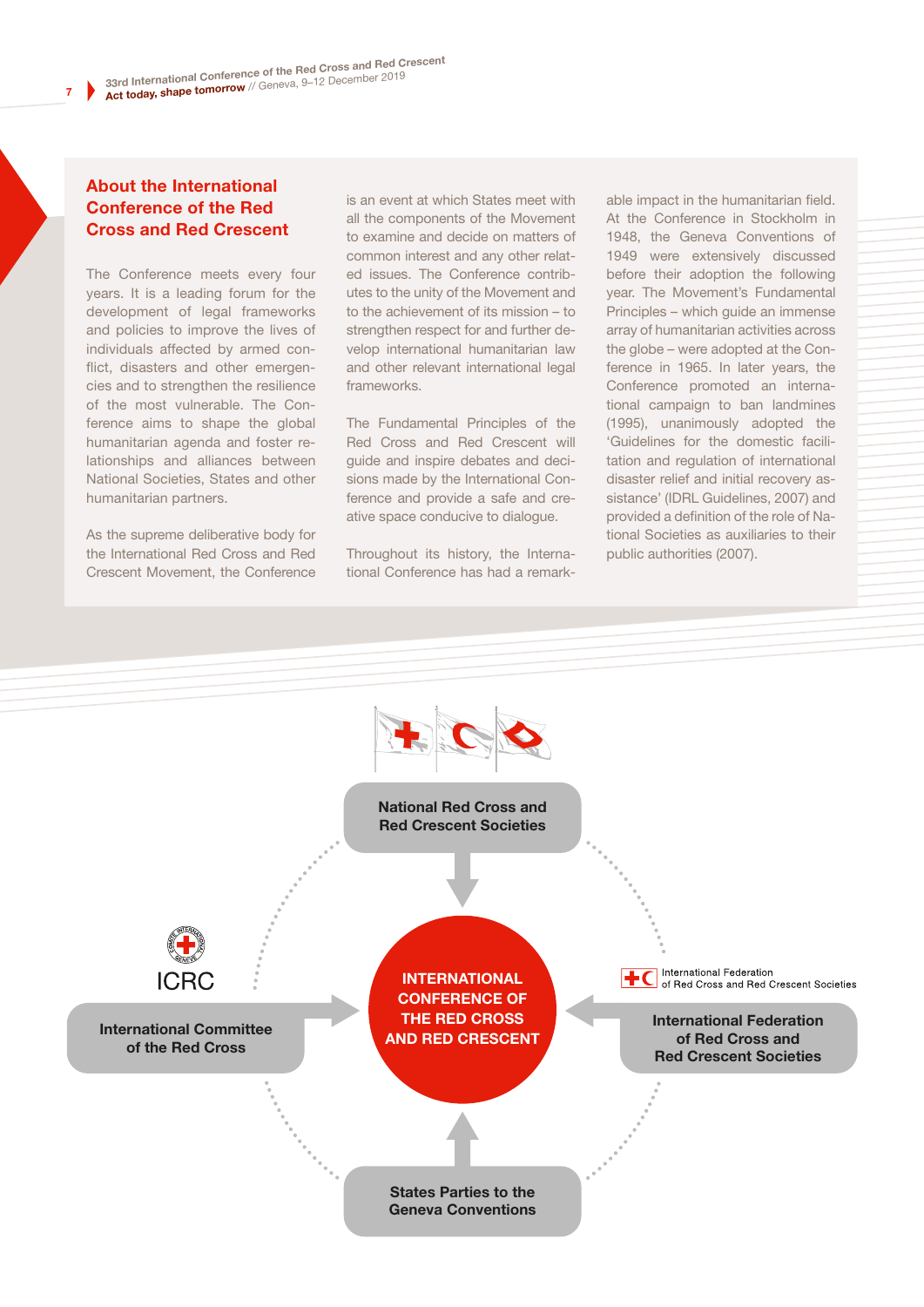## About the International Conference of the Red Cross and Red Crescent

The Conference meets every four years. It is a leading forum for the development of legal frameworks and policies to improve the lives of individuals affected by armed conflict, disasters and other emergencies and to strengthen the resilience of the most vulnerable. The Conference aims to shape the global humanitarian agenda and foster relationships and alliances between National Societies, States and other humanitarian partners.

As the supreme deliberative body for the International Red Cross and Red Crescent Movement, the Conference is an event at which States meet with all the components of the Movement to examine and decide on matters of common interest and any other related issues. The Conference contributes to the unity of the Movement and to the achievement of its mission – to strengthen respect for and further develop international humanitarian law and other relevant international legal frameworks.

The Fundamental Principles of the Red Cross and Red Crescent will guide and inspire debates and decisions made by the International Conference and provide a safe and creative space conducive to dialogue.

Throughout its history, the International Conference has had a remarkable impact in the humanitarian field. At the Conference in Stockholm in 1948, the Geneva Conventions of 1949 were extensively discussed before their adoption the following year. The Movement's Fundamental Principles – which guide an immense array of humanitarian activities across the globe – were adopted at the Conference in 1965. In later years, the Conference promoted an international campaign to ban landmines (1995), unanimously adopted the 'Guidelines for the domestic facilitation and regulation of international disaster relief and initial recovery assistance' (IDRL Guidelines, 2007) and provided a definition of the role of National Societies as auxiliaries to their public authorities (2007).

National Red Cross and Red Crescent Societies

ICRC

International Committee of the Red Cross

INTERNATIONAL CONFERENCE OF THE RED CROSS AND RED CRESCENT

International Federation of Red Cross and Red Crescent Societies

International Federation of Red Cross and Red Crescent Societies

States Parties to the Geneva Conventions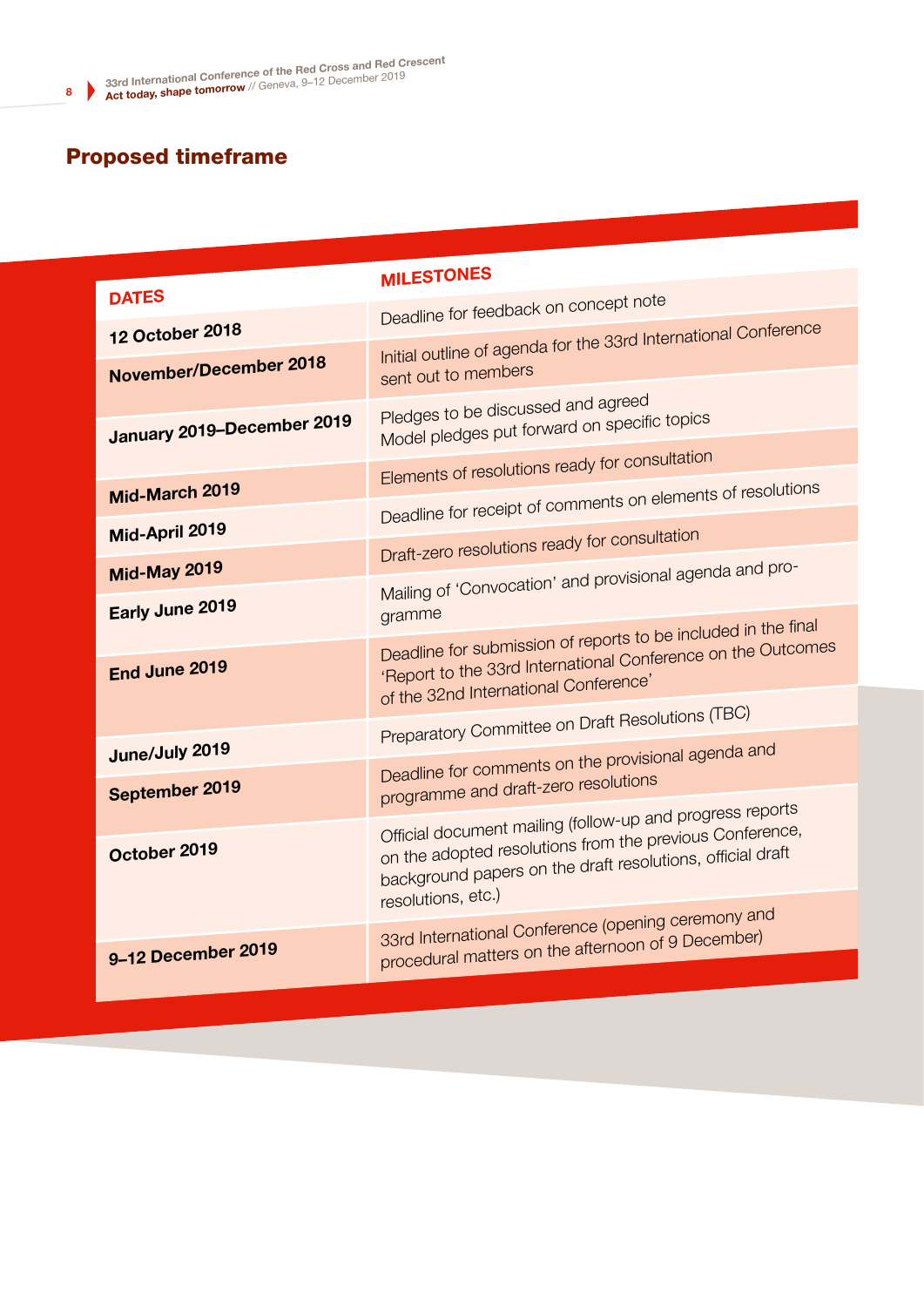## Proposed timeframe

| DATES | MILESTONES |
|---|---|
| 12 October 2018 | Deadline for feedback on concept note |
| November/December 2018 | Initial outline of agenda for the 33rd International Conference sent out to members |
| January 2019–December 2019 | Pledges to be discussed and agreed<br>Model pledges put forward on specific topics |
| Mid-March 2019 | Elements of resolutions ready for consultation |
| Mid-April 2019 | Deadline for receipt of comments on elements of resolutions |
| Mid-May 2019 | Draft-zero resolutions ready for consultation |
| Early June 2019 | Mailing of 'Convocation' and provisional agenda and programme |
| End June 2019 | Deadline for submission of reports to be included in the final 'Report to the 33rd International Conference on the Outcomes of the 32nd International Conference' |
| June/July 2019 | Preparatory Committee on Draft Resolutions (TBC) |
| September 2019 | Deadline for comments on the provisional agenda and programme and draft-zero resolutions |
| October 2019 | Official document mailing (follow-up and progress reports on the adopted resolutions from the previous Conference, background papers on the draft resolutions, official draft resolutions, etc.) |
| 9–12 December 2019 | 33rd International Conference (opening ceremony and procedural matters on the afternoon of 9 December) |